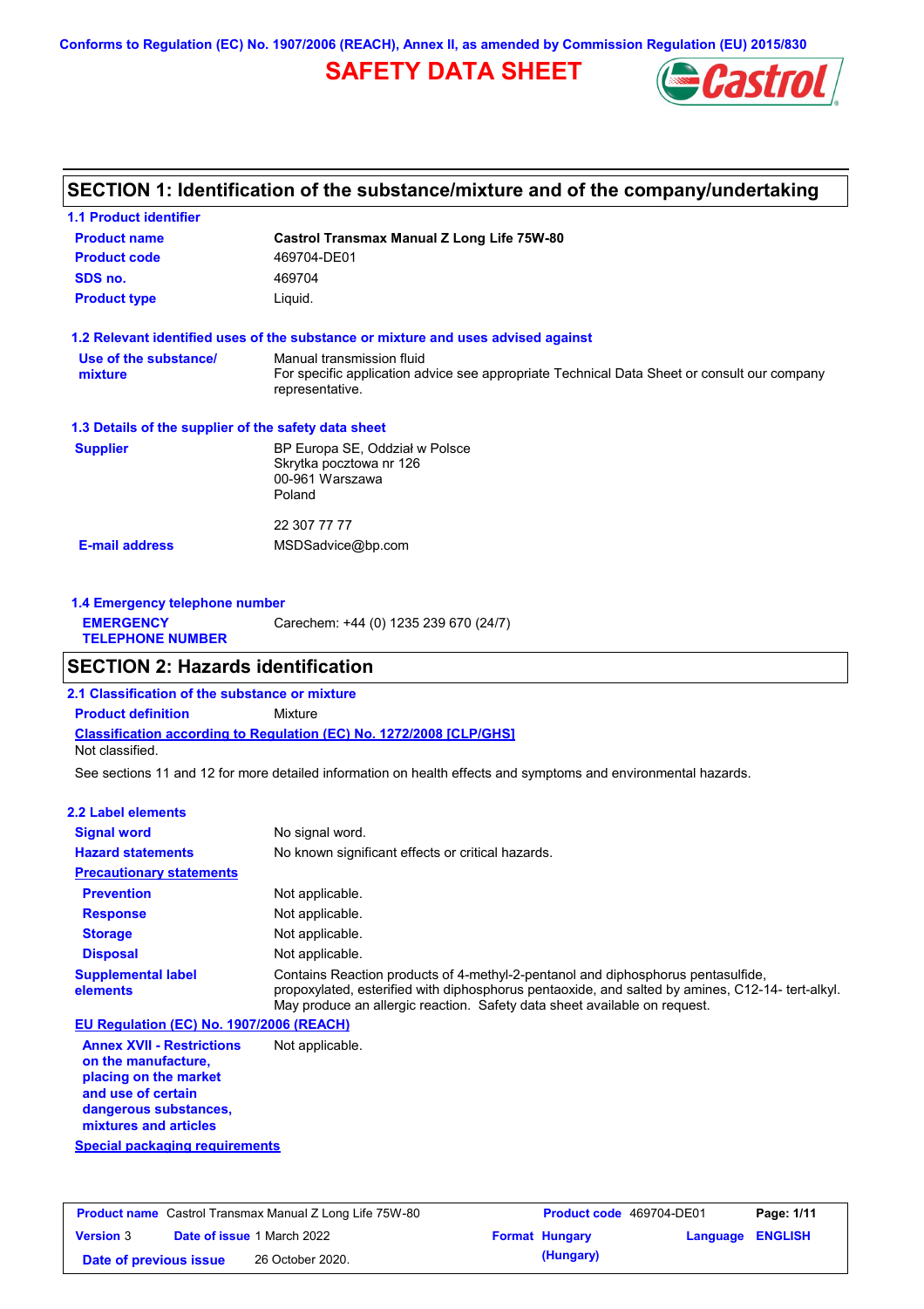Conforms to Regulation (EC) No. 1907/2006 (REACH), Annex II, as amended by Commission Regulation (EU) 2015/830

# SAFETY DATA SHEET

## SECTION 1: Identification of the substance/mixture and of the company/undertaking

### 1.1 Product identifier

| | |
|---|---|
| **Product name** | **Castrol Transmax Manual Z Long Life 75W-80** |
| **Product code** | 469704-DE01 |
| **SDS no.** | 469704 |
| **Product type** | Liquid. |

### 1.2 Relevant identified uses of the substance or mixture and uses advised against

| | |
|---|---|
| **Use of the substance/ mixture** | Manual transmission fluid<br>For specific application advice see appropriate Technical Data Sheet or consult our company representative. |

### 1.3 Details of the supplier of the safety data sheet

| | |
|---|---|
| **Supplier** | BP Europa SE, Oddział w Polsce<br>Skrytka pocztowa nr 126<br>00-961 Warszawa<br>Poland<br><br>22 307 77 77 |
| **E-mail address** | MSDSadvice@bp.com |

### 1.4 Emergency telephone number

| | |
|---|---|
| **EMERGENCY TELEPHONE NUMBER** | Carechem: +44 (0) 1235 239 670 (24/7) |

## SECTION 2: Hazards identification

### 2.1 Classification of the substance or mixture

**Product definition** Mixture

**Classification according to Regulation (EC) No. 1272/2008 [CLP/GHS]**

Not classified.

See sections 11 and 12 for more detailed information on health effects and symptoms and environmental hazards.

### 2.2 Label elements

| | |
|---|---|
| **Signal word** | No signal word. |
| **Hazard statements** | No known significant effects or critical hazards. |
| **Precautionary statements** | |
| **Prevention** | Not applicable. |
| **Response** | Not applicable. |
| **Storage** | Not applicable. |
| **Disposal** | Not applicable. |
| **Supplemental label elements** | Contains Reaction products of 4-methyl-2-pentanol and diphosphorus pentasulfide, propoxylated, esterified with diphosphorus pentaoxide, and salted by amines, C12-14- tert-alkyl. May produce an allergic reaction. Safety data sheet available on request. |

**EU Regulation (EC) No. 1907/2006 (REACH)**

| | |
|---|---|
| **Annex XVII - Restrictions on the manufacture, placing on the market and use of certain dangerous substances, mixtures and articles** | Not applicable. |

**Special packaging requirements**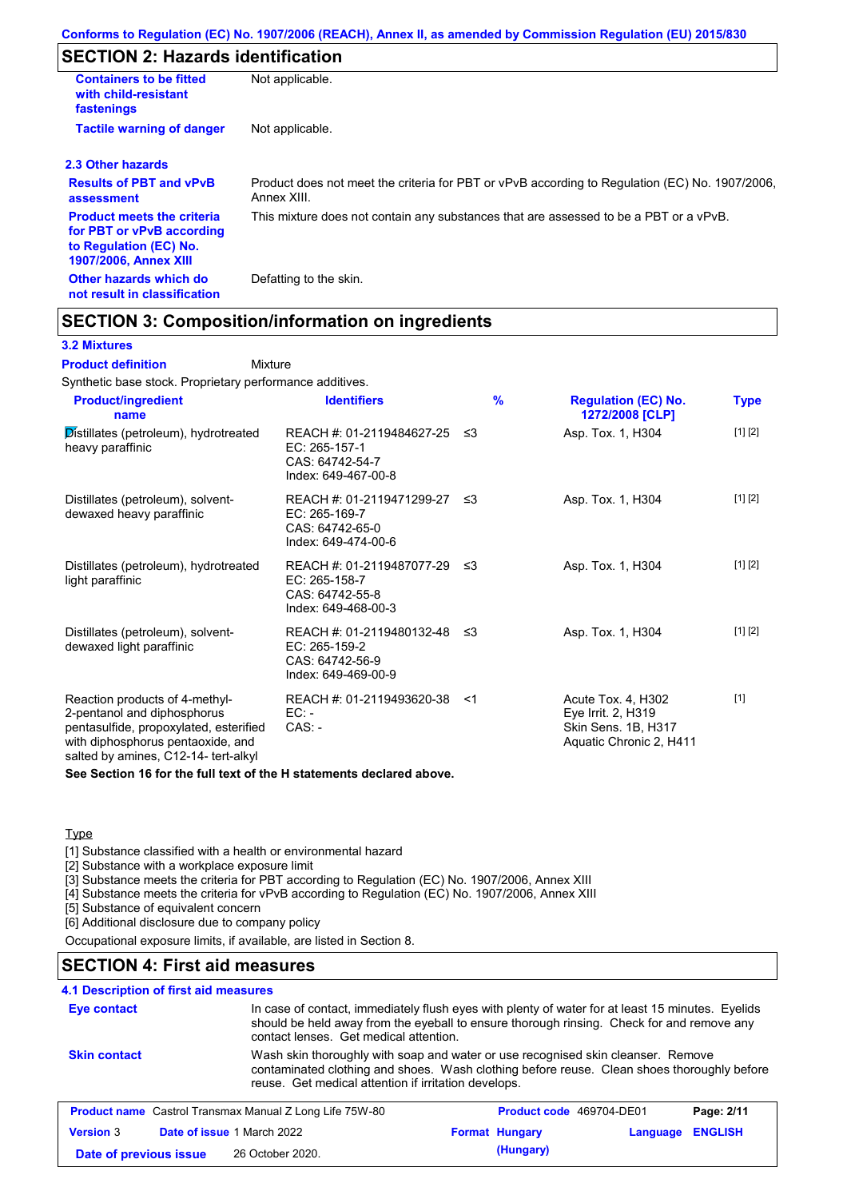## SECTION 2: Hazards identification

**Containers to be fitted with child-resistant fastenings**: Not applicable.

**Tactile warning of danger**: Not applicable.

### 2.3 Other hazards

**Results of PBT and vPvB assessment**: Product does not meet the criteria for PBT or vPvB according to Regulation (EC) No. 1907/2006, Annex XIII.

**Product meets the criteria for PBT or vPvB according to Regulation (EC) No. 1907/2006, Annex XIII**: This mixture does not contain any substances that are assessed to be a PBT or a vPvB.

**Other hazards which do not result in classification**: Defatting to the skin.

## SECTION 3: Composition/information on ingredients

### 3.2 Mixtures

**Product definition**: Mixture

Synthetic base stock. Proprietary performance additives.

| Product/ingredient name | Identifiers | % | Regulation (EC) No. 1272/2008 [CLP] | Type |
|---|---|---|---|---|
| Distillates (petroleum), hydrotreated heavy paraffinic | REACH #: 01-2119484627-25<br>EC: 265-157-1<br>CAS: 64742-54-7<br>Index: 649-467-00-8 | ≤3 | Asp. Tox. 1, H304 | [1] [2] |
| Distillates (petroleum), solvent-dewaxed heavy paraffinic | REACH #: 01-2119471299-27<br>EC: 265-169-7<br>CAS: 64742-65-0<br>Index: 649-474-00-6 | ≤3 | Asp. Tox. 1, H304 | [1] [2] |
| Distillates (petroleum), hydrotreated light paraffinic | REACH #: 01-2119487077-29<br>EC: 265-158-7<br>CAS: 64742-55-8<br>Index: 649-468-00-3 | ≤3 | Asp. Tox. 1, H304 | [1] [2] |
| Distillates (petroleum), solvent-dewaxed light paraffinic | REACH #: 01-2119480132-48<br>EC: 265-159-2<br>CAS: 64742-56-9<br>Index: 649-469-00-9 | ≤3 | Asp. Tox. 1, H304 | [1] [2] |
| Reaction products of 4-methyl-2-pentanol and diphosphorus pentasulfide, propoxylated, esterified with diphosphorus pentaoxide, and salted by amines, C12-14- tert-alkyl | REACH #: 01-2119493620-38<br>EC: -<br>CAS: - | <1 | Acute Tox. 4, H302<br>Eye Irrit. 2, H319<br>Skin Sens. 1B, H317<br>Aquatic Chronic 2, H411 | [1] |

**See Section 16 for the full text of the H statements declared above.**

Type

[1] Substance classified with a health or environmental hazard
[2] Substance with a workplace exposure limit
[3] Substance meets the criteria for PBT according to Regulation (EC) No. 1907/2006, Annex XIII
[4] Substance meets the criteria for vPvB according to Regulation (EC) No. 1907/2006, Annex XIII
[5] Substance of equivalent concern
[6] Additional disclosure due to company policy

Occupational exposure limits, if available, are listed in Section 8.

## SECTION 4: First aid measures

### 4.1 Description of first aid measures

**Eye contact**: In case of contact, immediately flush eyes with plenty of water for at least 15 minutes. Eyelids should be held away from the eyeball to ensure thorough rinsing. Check for and remove any contact lenses. Get medical attention.

**Skin contact**: Wash skin thoroughly with soap and water or use recognised skin cleanser. Remove contaminated clothing and shoes. Wash clothing before reuse. Clean shoes thoroughly before reuse. Get medical attention if irritation develops.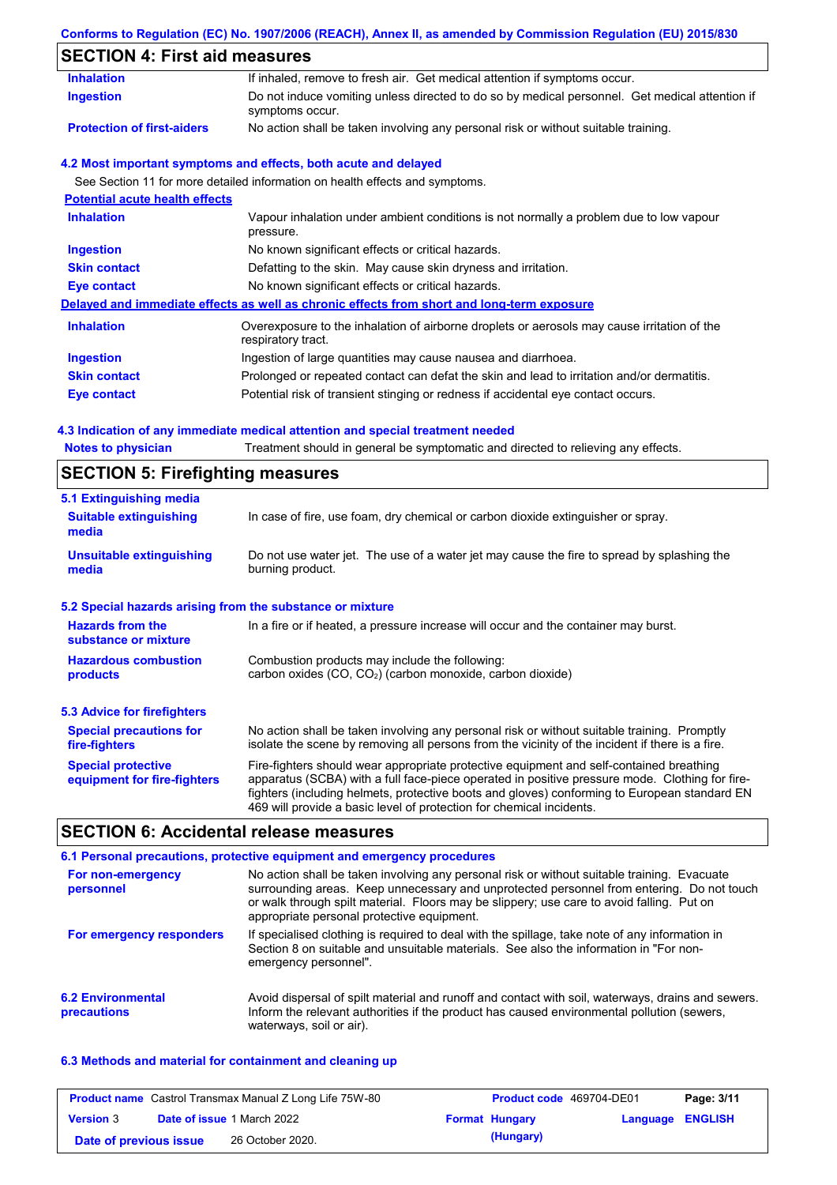## SECTION 4: First aid measures

| | |
|---|---|
| **Inhalation** | If inhaled, remove to fresh air. Get medical attention if symptoms occur. |
| **Ingestion** | Do not induce vomiting unless directed to do so by medical personnel. Get medical attention if symptoms occur. |
| **Protection of first-aiders** | No action shall be taken involving any personal risk or without suitable training. |

### 4.2 Most important symptoms and effects, both acute and delayed

See Section 11 for more detailed information on health effects and symptoms.

**Potential acute health effects**

| | |
|---|---|
| **Inhalation** | Vapour inhalation under ambient conditions is not normally a problem due to low vapour pressure. |
| **Ingestion** | No known significant effects or critical hazards. |
| **Skin contact** | Defatting to the skin. May cause skin dryness and irritation. |
| **Eye contact** | No known significant effects or critical hazards. |

**Delayed and immediate effects as well as chronic effects from short and long-term exposure**

| | |
|---|---|
| **Inhalation** | Overexposure to the inhalation of airborne droplets or aerosols may cause irritation of the respiratory tract. |
| **Ingestion** | Ingestion of large quantities may cause nausea and diarrhoea. |
| **Skin contact** | Prolonged or repeated contact can defat the skin and lead to irritation and/or dermatitis. |
| **Eye contact** | Potential risk of transient stinging or redness if accidental eye contact occurs. |

### 4.3 Indication of any immediate medical attention and special treatment needed

| | |
|---|---|
| **Notes to physician** | Treatment should in general be symptomatic and directed to relieving any effects. |

## SECTION 5: Firefighting measures

### 5.1 Extinguishing media

| | |
|---|---|
| **Suitable extinguishing media** | In case of fire, use foam, dry chemical or carbon dioxide extinguisher or spray. |
| **Unsuitable extinguishing media** | Do not use water jet. The use of a water jet may cause the fire to spread by splashing the burning product. |

### 5.2 Special hazards arising from the substance or mixture

| | |
|---|---|
| **Hazards from the substance or mixture** | In a fire or if heated, a pressure increase will occur and the container may burst. |
| **Hazardous combustion products** | Combustion products may include the following: carbon oxides ($CO$, $CO_2$) (carbon monoxide, carbon dioxide) |

### 5.3 Advice for firefighters

| | |
|---|---|
| **Special precautions for fire-fighters** | No action shall be taken involving any personal risk or without suitable training. Promptly isolate the scene by removing all persons from the vicinity of the incident if there is a fire. |
| **Special protective equipment for fire-fighters** | Fire-fighters should wear appropriate protective equipment and self-contained breathing apparatus (SCBA) with a full face-piece operated in positive pressure mode. Clothing for fire-fighters (including helmets, protective boots and gloves) conforming to European standard EN 469 will provide a basic level of protection for chemical incidents. |

## SECTION 6: Accidental release measures

### 6.1 Personal precautions, protective equipment and emergency procedures

| | |
|---|---|
| **For non-emergency personnel** | No action shall be taken involving any personal risk or without suitable training. Evacuate surrounding areas. Keep unnecessary and unprotected personnel from entering. Do not touch or walk through spilt material. Floors may be slippery; use care to avoid falling. Put on appropriate personal protective equipment. |
| **For emergency responders** | If specialised clothing is required to deal with the spillage, take note of any information in Section 8 on suitable and unsuitable materials. See also the information in "For non-emergency personnel". |

| | |
|---|---|
| **6.2 Environmental precautions** | Avoid dispersal of spilt material and runoff and contact with soil, waterways, drains and sewers. Inform the relevant authorities if the product has caused environmental pollution (sewers, waterways, soil or air). |

### 6.3 Methods and material for containment and cleaning up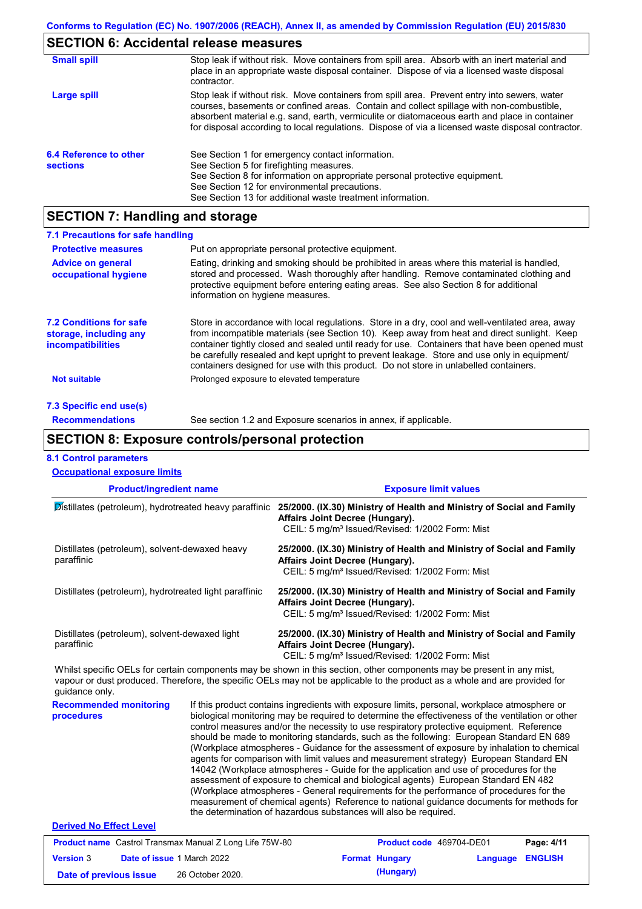## SECTION 6: Accidental release measures

**Small spill**
Stop leak if without risk. Move containers from spill area. Absorb with an inert material and place in an appropriate waste disposal container. Dispose of via a licensed waste disposal contractor.

**Large spill**
Stop leak if without risk. Move containers from spill area. Prevent entry into sewers, water courses, basements or confined areas. Contain and collect spillage with non-combustible, absorbent material e.g. sand, earth, vermiculite or diatomaceous earth and place in container for disposal according to local regulations. Dispose of via a licensed waste disposal contractor.

**6.4 Reference to other sections**
See Section 1 for emergency contact information.
See Section 5 for firefighting measures.
See Section 8 for information on appropriate personal protective equipment.
See Section 12 for environmental precautions.
See Section 13 for additional waste treatment information.

## SECTION 7: Handling and storage

### 7.1 Precautions for safe handling

**Protective measures**
Put on appropriate personal protective equipment.

**Advice on general occupational hygiene**
Eating, drinking and smoking should be prohibited in areas where this material is handled, stored and processed. Wash thoroughly after handling. Remove contaminated clothing and protective equipment before entering eating areas. See also Section 8 for additional information on hygiene measures.

**7.2 Conditions for safe storage, including any incompatibilities**
Store in accordance with local regulations. Store in a dry, cool and well-ventilated area, away from incompatible materials (see Section 10). Keep away from heat and direct sunlight. Keep container tightly closed and sealed until ready for use. Containers that have been opened must be carefully resealed and kept upright to prevent leakage. Store and use only in equipment/ containers designed for use with this product. Do not store in unlabelled containers.

**Not suitable**
Prolonged exposure to elevated temperature

### 7.3 Specific end use(s)

**Recommendations**
See section 1.2 and Exposure scenarios in annex, if applicable.

## SECTION 8: Exposure controls/personal protection

### 8.1 Control parameters

**Occupational exposure limits**

| Product/ingredient name | Exposure limit values |
|---|---|
| Distillates (petroleum), hydrotreated heavy paraffinic | **25/2000. (IX.30) Ministry of Health and Ministry of Social and Family Affairs Joint Decree (Hungary).** CEIL: 5 mg/m³ Issued/Revised: 1/2002 Form: Mist |
| Distillates (petroleum), solvent-dewaxed heavy paraffinic | **25/2000. (IX.30) Ministry of Health and Ministry of Social and Family Affairs Joint Decree (Hungary).** CEIL: 5 mg/m³ Issued/Revised: 1/2002 Form: Mist |
| Distillates (petroleum), hydrotreated light paraffinic | **25/2000. (IX.30) Ministry of Health and Ministry of Social and Family Affairs Joint Decree (Hungary).** CEIL: 5 mg/m³ Issued/Revised: 1/2002 Form: Mist |
| Distillates (petroleum), solvent-dewaxed light paraffinic | **25/2000. (IX.30) Ministry of Health and Ministry of Social and Family Affairs Joint Decree (Hungary).** CEIL: 5 mg/m³ Issued/Revised: 1/2002 Form: Mist |

Whilst specific OELs for certain components may be shown in this section, other components may be present in any mist, vapour or dust produced. Therefore, the specific OELs may not be applicable to the product as a whole and are provided for guidance only.

**Recommended monitoring procedures**
If this product contains ingredients with exposure limits, personal, workplace atmosphere or biological monitoring may be required to determine the effectiveness of the ventilation or other control measures and/or the necessity to use respiratory protective equipment. Reference should be made to monitoring standards, such as the following: European Standard EN 689 (Workplace atmospheres - Guidance for the assessment of exposure by inhalation to chemical agents for comparison with limit values and measurement strategy) European Standard EN 14042 (Workplace atmospheres - Guide for the application and use of procedures for the assessment of exposure to chemical and biological agents) European Standard EN 482 (Workplace atmospheres - General requirements for the performance of procedures for the measurement of chemical agents) Reference to national guidance documents for methods for the determination of hazardous substances will also be required.

**Derived No Effect Level**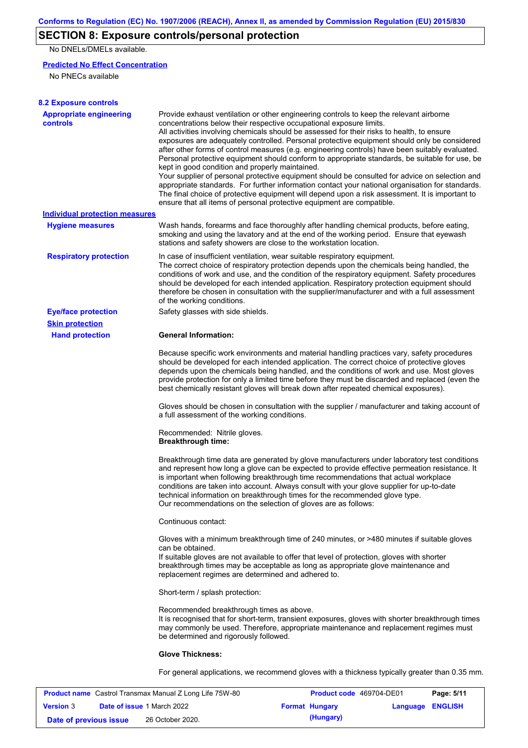## SECTION 8: Exposure controls/personal protection

No DNELs/DMELs available.

**Predicted No Effect Concentration**

No PNECs available

### 8.2 Exposure controls

**Appropriate engineering controls**

Provide exhaust ventilation or other engineering controls to keep the relevant airborne concentrations below their respective occupational exposure limits.
All activities involving chemicals should be assessed for their risks to health, to ensure exposures are adequately controlled. Personal protective equipment should only be considered after other forms of control measures (e.g. engineering controls) have been suitably evaluated. Personal protective equipment should conform to appropriate standards, be suitable for use, be kept in good condition and properly maintained.
Your supplier of personal protective equipment should be consulted for advice on selection and appropriate standards. For further information contact your national organisation for standards.
The final choice of protective equipment will depend upon a risk assessment. It is important to ensure that all items of personal protective equipment are compatible.

**Individual protection measures**

**Hygiene measures**

Wash hands, forearms and face thoroughly after handling chemical products, before eating, smoking and using the lavatory and at the end of the working period. Ensure that eyewash stations and safety showers are close to the workstation location.

**Respiratory protection**

In case of insufficient ventilation, wear suitable respiratory equipment.
The correct choice of respiratory protection depends upon the chemicals being handled, the conditions of work and use, and the condition of the respiratory equipment. Safety procedures should be developed for each intended application. Respiratory protection equipment should therefore be chosen in consultation with the supplier/manufacturer and with a full assessment of the working conditions.

**Eye/face protection**

Safety glasses with side shields.

**Skin protection**

**Hand protection**

**General Information:**

Because specific work environments and material handling practices vary, safety procedures should be developed for each intended application. The correct choice of protective gloves depends upon the chemicals being handled, and the conditions of work and use. Most gloves provide protection for only a limited time before they must be discarded and replaced (even the best chemically resistant gloves will break down after repeated chemical exposures).

Gloves should be chosen in consultation with the supplier / manufacturer and taking account of a full assessment of the working conditions.

Recommended: Nitrile gloves.
**Breakthrough time:**

Breakthrough time data are generated by glove manufacturers under laboratory test conditions and represent how long a glove can be expected to provide effective permeation resistance. It is important when following breakthrough time recommendations that actual workplace conditions are taken into account. Always consult with your glove supplier for up-to-date technical information on breakthrough times for the recommended glove type.
Our recommendations on the selection of gloves are as follows:

Continuous contact:

Gloves with a minimum breakthrough time of 240 minutes, or >480 minutes if suitable gloves can be obtained.
If suitable gloves are not available to offer that level of protection, gloves with shorter breakthrough times may be acceptable as long as appropriate glove maintenance and replacement regimes are determined and adhered to.

Short-term / splash protection:

Recommended breakthrough times as above.
It is recognised that for short-term, transient exposures, gloves with shorter breakthrough times may commonly be used. Therefore, appropriate maintenance and replacement regimes must be determined and rigorously followed.

**Glove Thickness:**

For general applications, we recommend gloves with a thickness typically greater than 0.35 mm.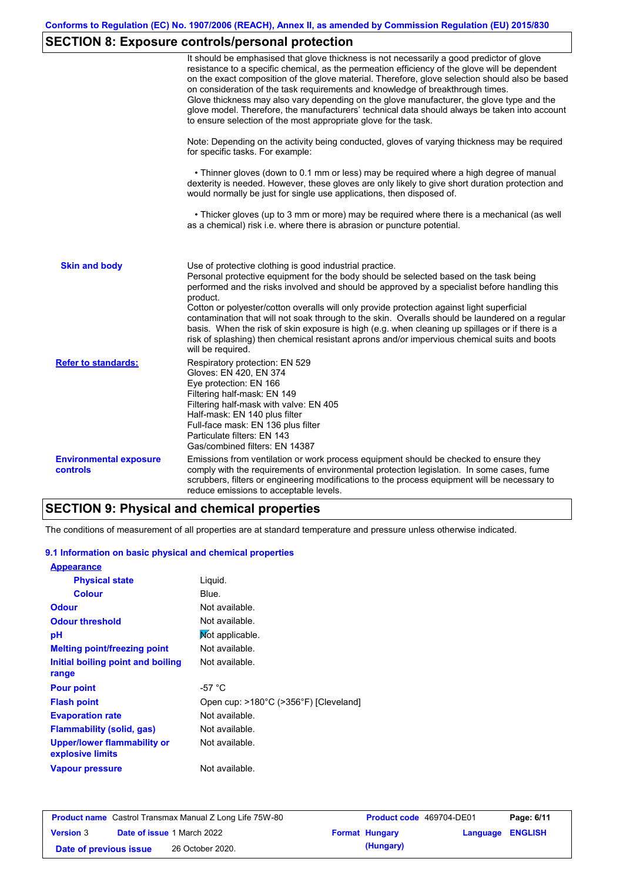## SECTION 8: Exposure controls/personal protection

It should be emphasised that glove thickness is not necessarily a good predictor of glove resistance to a specific chemical, as the permeation efficiency of the glove will be dependent on the exact composition of the glove material. Therefore, glove selection should also be based on consideration of the task requirements and knowledge of breakthrough times.
Glove thickness may also vary depending on the glove manufacturer, the glove type and the glove model. Therefore, the manufacturers' technical data should always be taken into account to ensure selection of the most appropriate glove for the task.

Note: Depending on the activity being conducted, gloves of varying thickness may be required for specific tasks. For example:

• Thinner gloves (down to 0.1 mm or less) may be required where a high degree of manual dexterity is needed. However, these gloves are only likely to give short duration protection and would normally be just for single use applications, then disposed of.

• Thicker gloves (up to 3 mm or more) may be required where there is a mechanical (as well as a chemical) risk i.e. where there is abrasion or puncture potential.

**Skin and body**

Use of protective clothing is good industrial practice.
Personal protective equipment for the body should be selected based on the task being performed and the risks involved and should be approved by a specialist before handling this product.
Cotton or polyester/cotton overalls will only provide protection against light superficial contamination that will not soak through to the skin. Overalls should be laundered on a regular basis. When the risk of skin exposure is high (e.g. when cleaning up spillages or if there is a risk of splashing) then chemical resistant aprons and/or impervious chemical suits and boots will be required.

**Refer to standards:**

Respiratory protection: EN 529
Gloves: EN 420, EN 374
Eye protection: EN 166
Filtering half-mask: EN 149
Filtering half-mask with valve: EN 405
Half-mask: EN 140 plus filter
Full-face mask: EN 136 plus filter
Particulate filters: EN 143
Gas/combined filters: EN 14387

**Environmental exposure controls**

Emissions from ventilation or work process equipment should be checked to ensure they comply with the requirements of environmental protection legislation. In some cases, fume scrubbers, filters or engineering modifications to the process equipment will be necessary to reduce emissions to acceptable levels.

## SECTION 9: Physical and chemical properties

The conditions of measurement of all properties are at standard temperature and pressure unless otherwise indicated.

### 9.1 Information on basic physical and chemical properties

**Appearance**

| Property | Value |
|---|---|
| Physical state | Liquid. |
| Colour | Blue. |
| Odour | Not available. |
| Odour threshold | Not available. |
| pH | Not applicable. |
| Melting point/freezing point | Not available. |
| Initial boiling point and boiling range | Not available. |
| Pour point | -57 °C |
| Flash point | Open cup: >180°C (>356°F) [Cleveland] |
| Evaporation rate | Not available. |
| Flammability (solid, gas) | Not available. |
| Upper/lower flammability or explosive limits | Not available. |
| Vapour pressure | Not available. |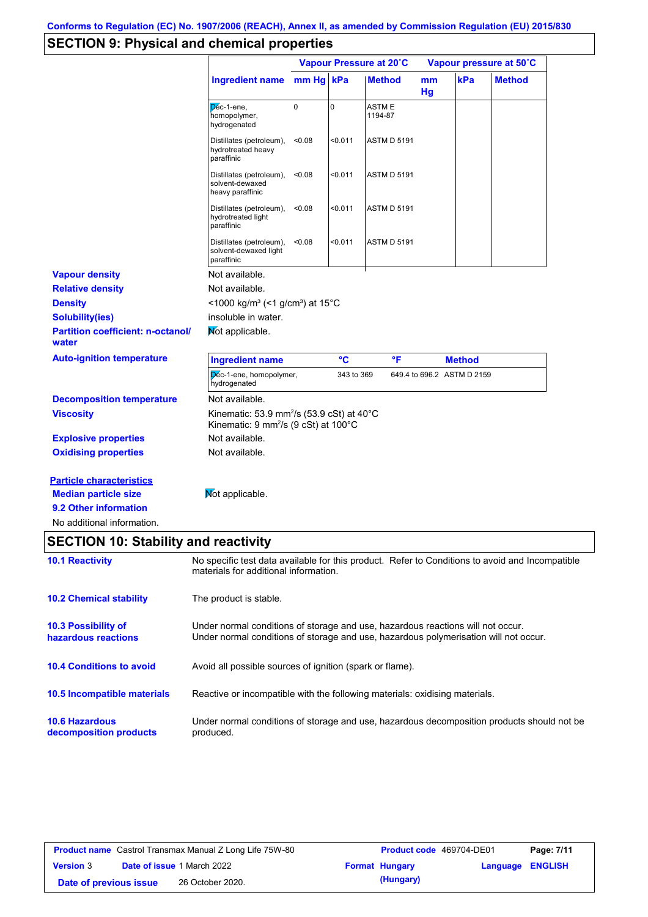Conforms to Regulation (EC) No. 1907/2006 (REACH), Annex II, as amended by Commission Regulation (EU) 2015/830

## SECTION 9: Physical and chemical properties

| | Vapour Pressure at 20˚C | | | Vapour pressure at 50˚C | | |
|---|---|---|---|---|---|---|
| **Ingredient name** | **mm Hg** | **kPa** | **Method** | **mm Hg** | **kPa** | **Method** |
| Dec-1-ene, homopolymer, hydrogenated | 0 | 0 | ASTM E 1194-87 | | | |
| Distillates (petroleum), hydrotreated heavy paraffinic | <0.08 | <0.011 | ASTM D 5191 | | | |
| Distillates (petroleum), solvent-dewaxed heavy paraffinic | <0.08 | <0.011 | ASTM D 5191 | | | |
| Distillates (petroleum), hydrotreated light paraffinic | <0.08 | <0.011 | ASTM D 5191 | | | |
| Distillates (petroleum), solvent-dewaxed light paraffinic | <0.08 | <0.011 | ASTM D 5191 | | | |

**Vapour density** Not available.

**Relative density** Not available.

**Density** <1000 kg/m³ (<1 g/cm³) at 15°C

**Solubility(ies)** insoluble in water.

**Partition coefficient: n-octanol/water** Not applicable.

**Auto-ignition temperature**

| Ingredient name | °C | °F | Method |
|---|---|---|---|
| Dec-1-ene, homopolymer, hydrogenated | 343 to 369 | 649.4 to 696.2 | ASTM D 2159 |

**Decomposition temperature** Not available.

**Viscosity** Kinematic: 53.9 mm²/s (53.9 cSt) at 40°C
Kinematic: 9 mm²/s (9 cSt) at 100°C

**Explosive properties** Not available.

**Oxidising properties** Not available.

**Particle characteristics**

**Median particle size** Not applicable.

**9.2 Other information**

No additional information.

## SECTION 10: Stability and reactivity

**10.1 Reactivity** No specific test data available for this product. Refer to Conditions to avoid and Incompatible materials for additional information.

**10.2 Chemical stability** The product is stable.

**10.3 Possibility of hazardous reactions** Under normal conditions of storage and use, hazardous reactions will not occur.
Under normal conditions of storage and use, hazardous polymerisation will not occur.

**10.4 Conditions to avoid** Avoid all possible sources of ignition (spark or flame).

**10.5 Incompatible materials** Reactive or incompatible with the following materials: oxidising materials.

**10.6 Hazardous decomposition products** Under normal conditions of storage and use, hazardous decomposition products should not be produced.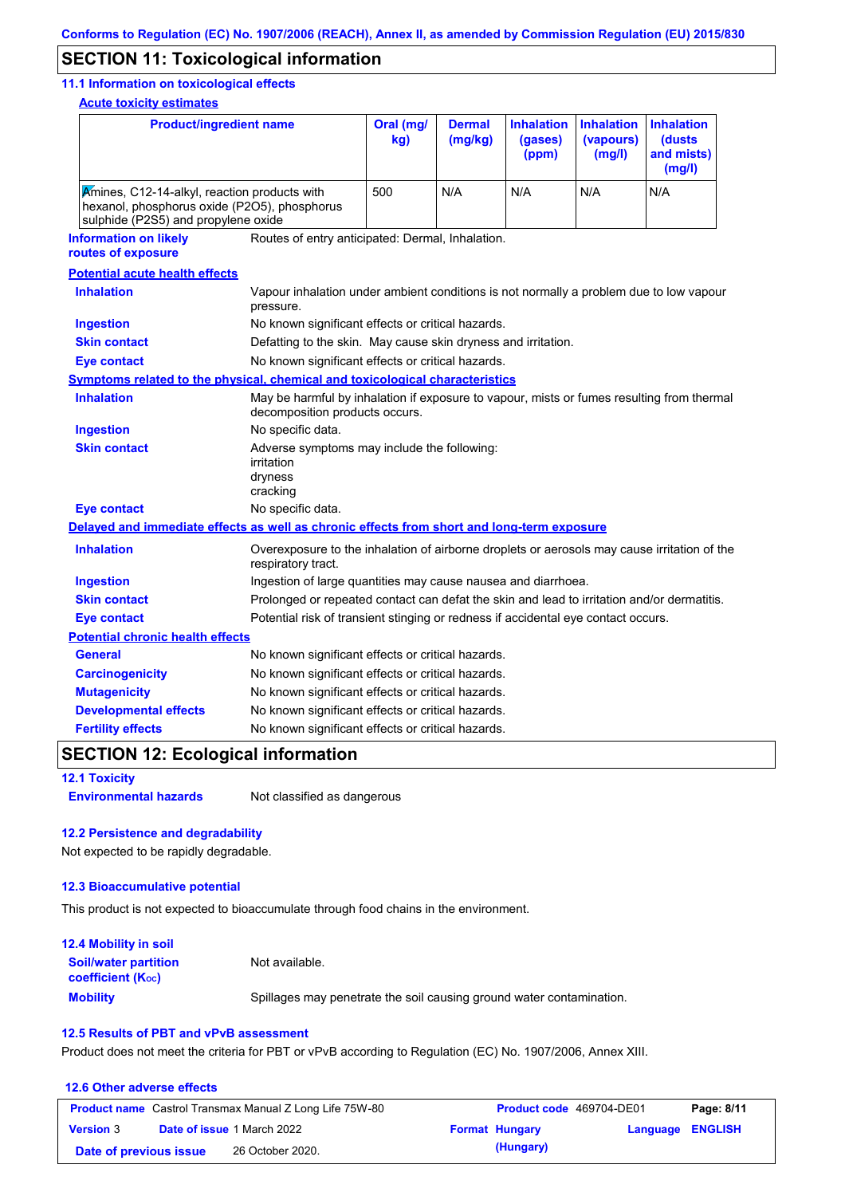## SECTION 11: Toxicological information

### 11.1 Information on toxicological effects

**Acute toxicity estimates**

| Product/ingredient name | Oral (mg/kg) | Dermal (mg/kg) | Inhalation (gases) (ppm) | Inhalation (vapours) (mg/l) | Inhalation (dusts and mists) (mg/l) |
|---|---|---|---|---|---|
| Amines, C12-14-alkyl, reaction products with hexanol, phosphorus oxide (P2O5), phosphorus sulphide (P2S5) and propylene oxide | 500 | N/A | N/A | N/A | N/A |

**Information on likely routes of exposure**: Routes of entry anticipated: Dermal, Inhalation.

**Potential acute health effects**

**Inhalation**: Vapour inhalation under ambient conditions is not normally a problem due to low vapour pressure.
**Ingestion**: No known significant effects or critical hazards.
**Skin contact**: Defatting to the skin. May cause skin dryness and irritation.
**Eye contact**: No known significant effects or critical hazards.

**Symptoms related to the physical, chemical and toxicological characteristics**

**Inhalation**: May be harmful by inhalation if exposure to vapour, mists or fumes resulting from thermal decomposition products occurs.
**Ingestion**: No specific data.
**Skin contact**: Adverse symptoms may include the following:
irritation
dryness
cracking
**Eye contact**: No specific data.

**Delayed and immediate effects as well as chronic effects from short and long-term exposure**

**Inhalation**: Overexposure to the inhalation of airborne droplets or aerosols may cause irritation of the respiratory tract.
**Ingestion**: Ingestion of large quantities may cause nausea and diarrhoea.
**Skin contact**: Prolonged or repeated contact can defat the skin and lead to irritation and/or dermatitis.
**Eye contact**: Potential risk of transient stinging or redness if accidental eye contact occurs.

**Potential chronic health effects**

**General**: No known significant effects or critical hazards.
**Carcinogenicity**: No known significant effects or critical hazards.
**Mutagenicity**: No known significant effects or critical hazards.
**Developmental effects**: No known significant effects or critical hazards.
**Fertility effects**: No known significant effects or critical hazards.

## SECTION 12: Ecological information

### 12.1 Toxicity

**Environmental hazards**: Not classified as dangerous

### 12.2 Persistence and degradability

Not expected to be rapidly degradable.

### 12.3 Bioaccumulative potential

This product is not expected to bioaccumulate through food chains in the environment.

### 12.4 Mobility in soil

**Soil/water partition coefficient ($K_{OC}$)**: Not available.
**Mobility**: Spillages may penetrate the soil causing ground water contamination.

### 12.5 Results of PBT and vPvB assessment

Product does not meet the criteria for PBT or vPvB according to Regulation (EC) No. 1907/2006, Annex XIII.

### 12.6 Other adverse effects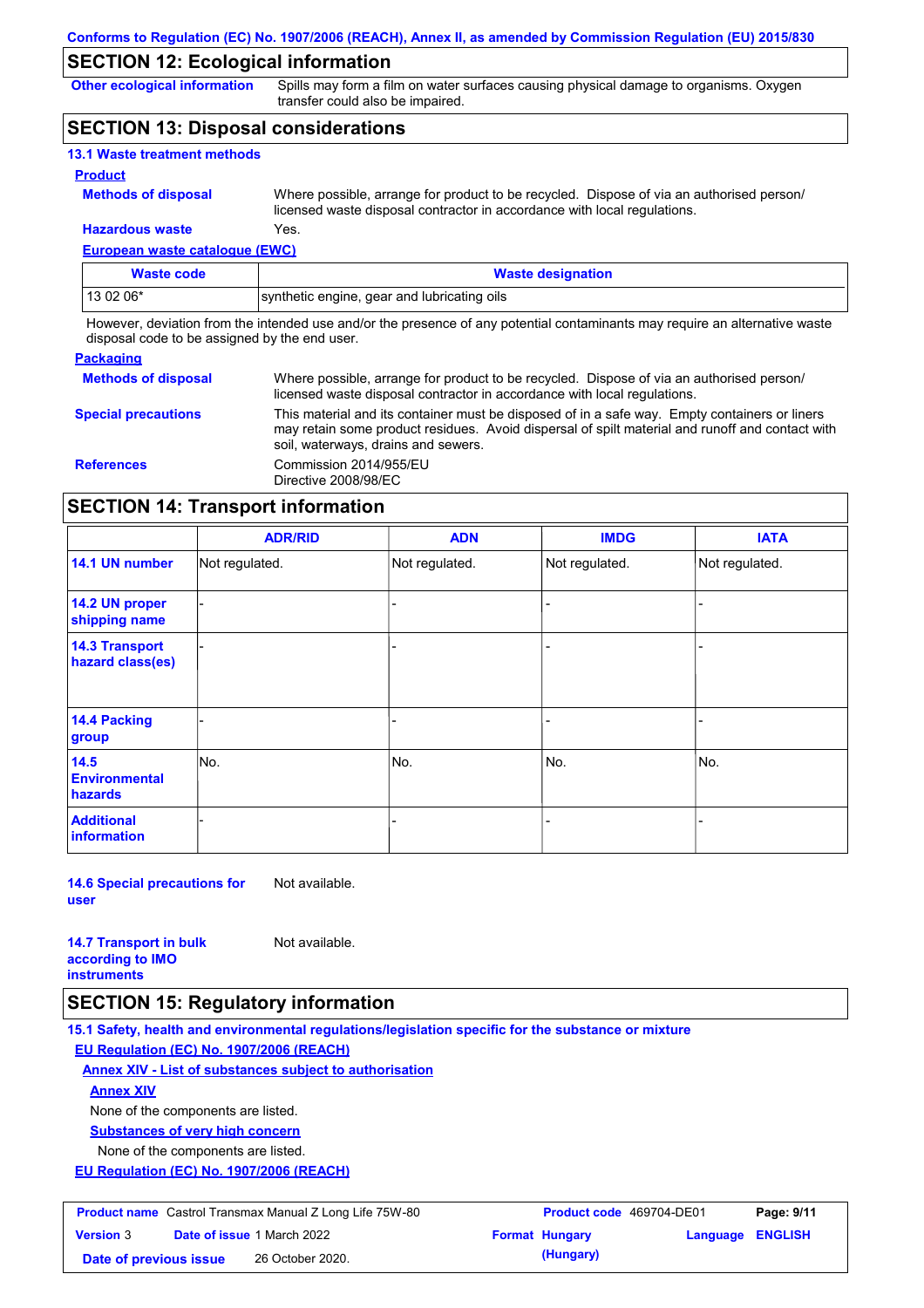## SECTION 12: Ecological information

**Other ecological information** Spills may form a film on water surfaces causing physical damage to organisms. Oxygen transfer could also be impaired.

## SECTION 13: Disposal considerations

### 13.1 Waste treatment methods

**Product**

**Methods of disposal** Where possible, arrange for product to be recycled. Dispose of via an authorised person/ licensed waste disposal contractor in accordance with local regulations.

**Hazardous waste** Yes.

**European waste catalogue (EWC)**

| Waste code | Waste designation |
|---|---|
| 13 02 06* | synthetic engine, gear and lubricating oils |

However, deviation from the intended use and/or the presence of any potential contaminants may require an alternative waste disposal code to be assigned by the end user.

**Packaging**

**Methods of disposal** Where possible, arrange for product to be recycled. Dispose of via an authorised person/ licensed waste disposal contractor in accordance with local regulations.

**Special precautions** This material and its container must be disposed of in a safe way. Empty containers or liners may retain some product residues. Avoid dispersal of spilt material and runoff and contact with soil, waterways, drains and sewers.

**References** Commission 2014/955/EU
Directive 2008/98/EC

## SECTION 14: Transport information

| | ADR/RID | ADN | IMDG | IATA |
|---|---|---|---|---|
| 14.1 UN number | Not regulated. | Not regulated. | Not regulated. | Not regulated. |
| 14.2 UN proper shipping name | - | - | - | - |
| 14.3 Transport hazard class(es) | - | - | - | - |
| 14.4 Packing group | - | - | - | - |
| 14.5 Environmental hazards | No. | No. | No. | No. |
| Additional information | - | - | - | - |

**14.6 Special precautions for user** Not available.

**14.7 Transport in bulk according to IMO instruments** Not available.

## SECTION 15: Regulatory information

### 15.1 Safety, health and environmental regulations/legislation specific for the substance or mixture

**EU Regulation (EC) No. 1907/2006 (REACH)**

**Annex XIV - List of substances subject to authorisation**

**Annex XIV**

None of the components are listed.

**Substances of very high concern**

None of the components are listed.

**EU Regulation (EC) No. 1907/2006 (REACH)**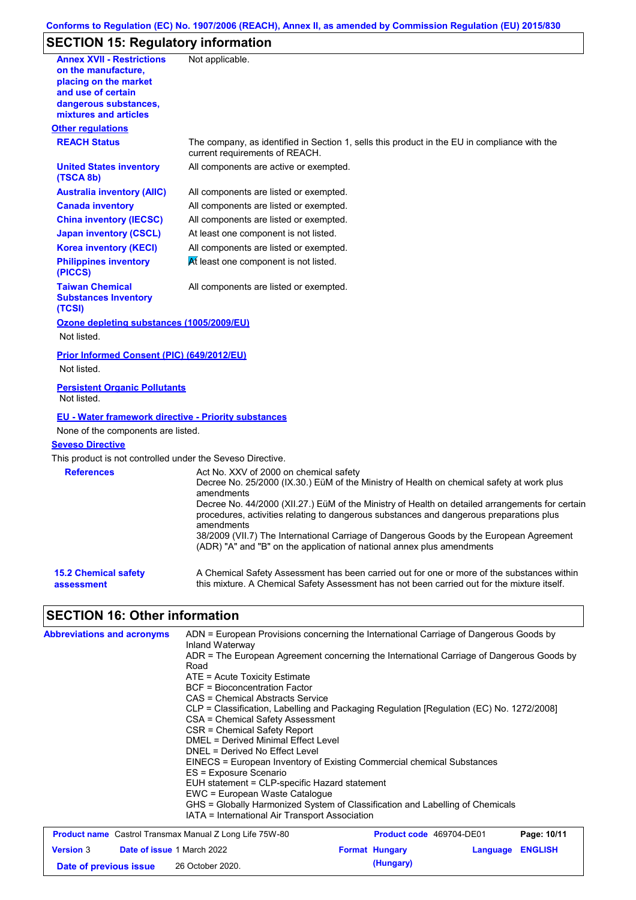## SECTION 15: Regulatory information

**Annex XVII - Restrictions on the manufacture, placing on the market and use of certain dangerous substances, mixtures and articles**: Not applicable.

### Other regulations

| | |
|---|---|
| **REACH Status** | The company, as identified in Section 1, sells this product in the EU in compliance with the current requirements of REACH. |
| **United States inventory (TSCA 8b)** | All components are active or exempted. |
| **Australia inventory (AIIC)** | All components are listed or exempted. |
| **Canada inventory** | All components are listed or exempted. |
| **China inventory (IECSC)** | All components are listed or exempted. |
| **Japan inventory (CSCL)** | At least one component is not listed. |
| **Korea inventory (KECI)** | All components are listed or exempted. |
| **Philippines inventory (PICCS)** | At least one component is not listed. |
| **Taiwan Chemical Substances Inventory (TCSI)** | All components are listed or exempted. |

**Ozone depleting substances (1005/2009/EU)**

Not listed.

**Prior Informed Consent (PIC) (649/2012/EU)**

Not listed.

**Persistent Organic Pollutants**

Not listed.

**EU - Water framework directive - Priority substances**

None of the components are listed.

**Seveso Directive**

This product is not controlled under the Seveso Directive.

**References**

Act No. XXV of 2000 on chemical safety
Decree No. 25/2000 (IX.30.) EüM of the Ministry of Health on chemical safety at work plus amendments
Decree No. 44/2000 (XII.27.) EüM of the Ministry of Health on detailed arrangements for certain procedures, activities relating to dangerous substances and dangerous preparations plus amendments
38/2009 (VII.7) The International Carriage of Dangerous Goods by the European Agreement (ADR) "A" and "B" on the application of national annex plus amendments

**15.2 Chemical safety assessment**

A Chemical Safety Assessment has been carried out for one or more of the substances within this mixture. A Chemical Safety Assessment has not been carried out for the mixture itself.

## SECTION 16: Other information

**Abbreviations and acronyms**

ADN = European Provisions concerning the International Carriage of Dangerous Goods by Inland Waterway
ADR = The European Agreement concerning the International Carriage of Dangerous Goods by Road
ATE = Acute Toxicity Estimate
BCF = Bioconcentration Factor
CAS = Chemical Abstracts Service
CLP = Classification, Labelling and Packaging Regulation [Regulation (EC) No. 1272/2008]
CSA = Chemical Safety Assessment
CSR = Chemical Safety Report
DMEL = Derived Minimal Effect Level
DNEL = Derived No Effect Level
EINECS = European Inventory of Existing Commercial chemical Substances
ES = Exposure Scenario
EUH statement = CLP-specific Hazard statement
EWC = European Waste Catalogue
GHS = Globally Harmonized System of Classification and Labelling of Chemicals
IATA = International Air Transport Association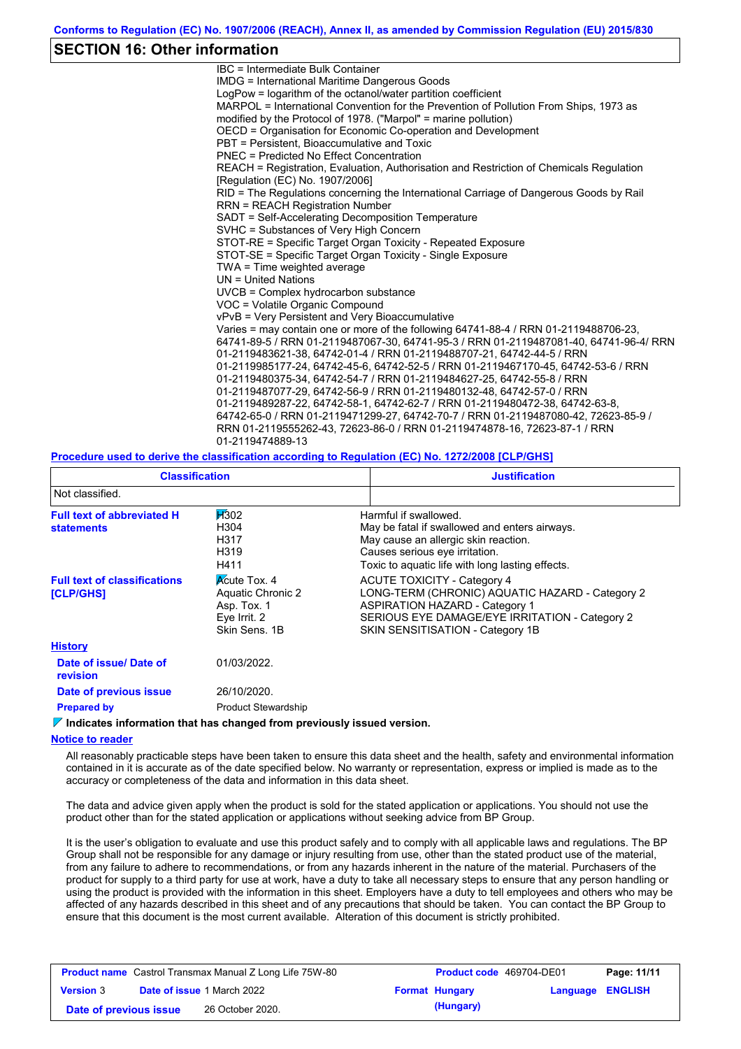## SECTION 16: Other information

IBC = Intermediate Bulk Container
IMDG = International Maritime Dangerous Goods
LogPow = logarithm of the octanol/water partition coefficient
MARPOL = International Convention for the Prevention of Pollution From Ships, 1973 as modified by the Protocol of 1978. ("Marpol" = marine pollution)
OECD = Organisation for Economic Co-operation and Development
PBT = Persistent, Bioaccumulative and Toxic
PNEC = Predicted No Effect Concentration
REACH = Registration, Evaluation, Authorisation and Restriction of Chemicals Regulation [Regulation (EC) No. 1907/2006]
RID = The Regulations concerning the International Carriage of Dangerous Goods by Rail
RRN = REACH Registration Number
SADT = Self-Accelerating Decomposition Temperature
SVHC = Substances of Very High Concern
STOT-RE = Specific Target Organ Toxicity - Repeated Exposure
STOT-SE = Specific Target Organ Toxicity - Single Exposure
TWA = Time weighted average
UN = United Nations
UVCB = Complex hydrocarbon substance
VOC = Volatile Organic Compound
vPvB = Very Persistent and Very Bioaccumulative
Varies = may contain one or more of the following 64741-88-4 / RRN 01-2119488706-23, 64741-89-5 / RRN 01-2119487067-30, 64741-95-3 / RRN 01-2119487081-40, 64741-96-4/ RRN 01-2119483621-38, 64742-01-4 / RRN 01-2119488707-21, 64742-44-5 / RRN 01-2119985177-24, 64742-45-6, 64742-52-5 / RRN 01-2119467170-45, 64742-53-6 / RRN 01-2119480375-34, 64742-54-7 / RRN 01-2119484627-25, 64742-55-8 / RRN 01-2119487077-29, 64742-56-9 / RRN 01-2119480132-48, 64742-57-0 / RRN 01-2119489287-22, 64742-58-1, 64742-62-7 / RRN 01-2119480472-38, 64742-63-8, 64742-65-0 / RRN 01-2119471299-27, 64742-70-7 / RRN 01-2119487080-42, 72623-85-9 / RRN 01-2119555262-43, 72623-86-0 / RRN 01-2119474878-16, 72623-87-1 / RRN 01-2119474889-13

**Procedure used to derive the classification according to Regulation (EC) No. 1272/2008 [CLP/GHS]**

| Classification | Justification |
|---|---|
| Not classified. | |

**Full text of abbreviated H statements**

| | |
|---|---|
| H302 | Harmful if swallowed. |
| H304 | May be fatal if swallowed and enters airways. |
| H317 | May cause an allergic skin reaction. |
| H319 | Causes serious eye irritation. |
| H411 | Toxic to aquatic life with long lasting effects. |

**Full text of classifications [CLP/GHS]**

| | |
|---|---|
| Acute Tox. 4 | ACUTE TOXICITY - Category 4 |
| Aquatic Chronic 2 | LONG-TERM (CHRONIC) AQUATIC HAZARD - Category 2 |
| Asp. Tox. 1 | ASPIRATION HAZARD - Category 1 |
| Eye Irrit. 2 | SERIOUS EYE DAMAGE/EYE IRRITATION - Category 2 |
| Skin Sens. 1B | SKIN SENSITISATION - Category 1B |

**History**

**Date of issue/ Date of revision:** 01/03/2022.

**Date of previous issue:** 26/10/2020.

**Prepared by:** Product Stewardship

**Indicates information that has changed from previously issued version.**

**Notice to reader**

All reasonably practicable steps have been taken to ensure this data sheet and the health, safety and environmental information contained in it is accurate as of the date specified below. No warranty or representation, express or implied is made as to the accuracy or completeness of the data and information in this data sheet.

The data and advice given apply when the product is sold for the stated application or applications. You should not use the product other than for the stated application or applications without seeking advice from BP Group.

It is the user's obligation to evaluate and use this product safely and to comply with all applicable laws and regulations. The BP Group shall not be responsible for any damage or injury resulting from use, other than the stated product use of the material, from any failure to adhere to recommendations, or from any hazards inherent in the nature of the material. Purchasers of the product for supply to a third party for use at work, have a duty to take all necessary steps to ensure that any person handling or using the product is provided with the information in this sheet. Employers have a duty to tell employees and others who may be affected of any hazards described in this sheet and of any precautions that should be taken. You can contact the BP Group to ensure that this document is the most current available. Alteration of this document is strictly prohibited.